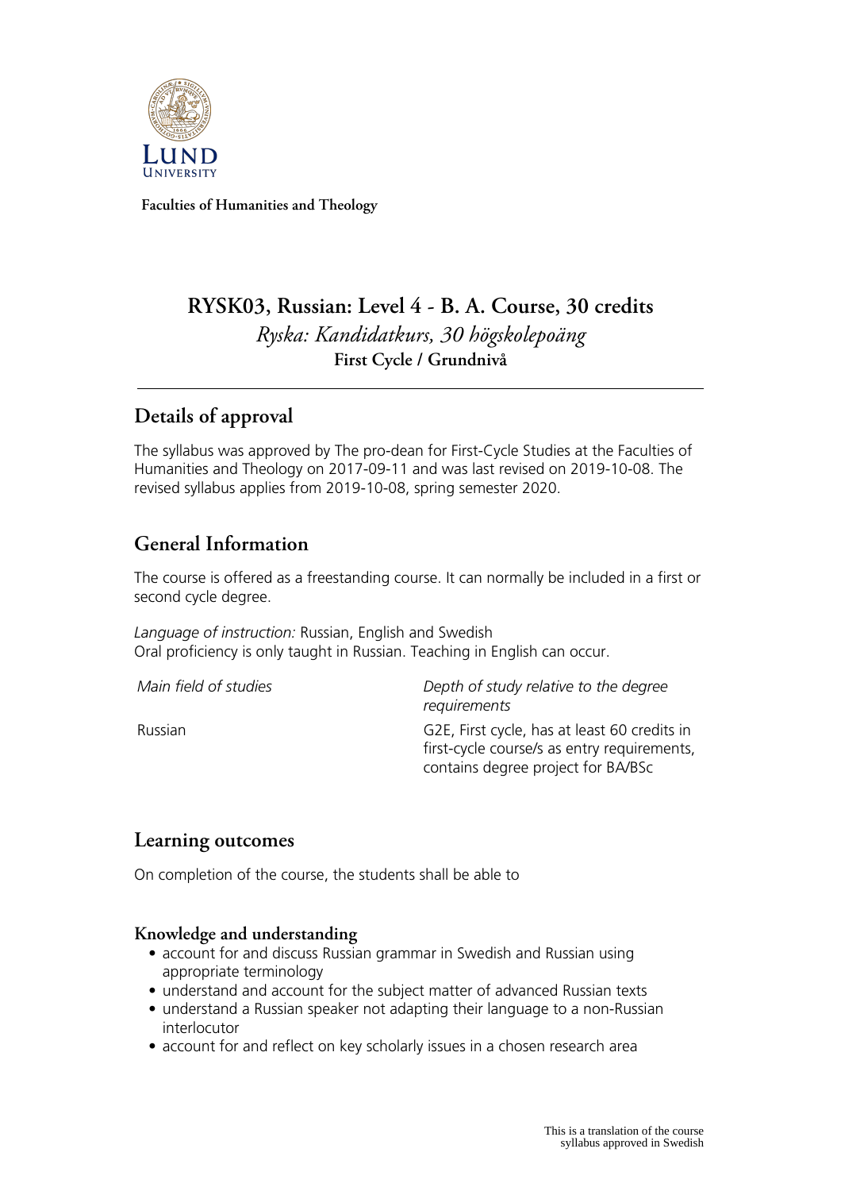Faculties of Humanities and Theology

# RYSK03, Russian: Level 4 - B. A. Course, 30 credits

*Ryska: Kandidatkurs, 30 högskolepoäng*

**First Cycle / Grundnivå**

## Details of approval

The syllabus was approved by The pro-dean for First-Cycle Studies at the Faculties of Humanities and Theology on 2017-09-11 and was last revised on 2019-10-08. The revised syllabus applies from 2019-10-08, spring semester 2020.

## General Information

The course is offered as a freestanding course. It can normally be included in a first or second cycle degree.

*Language of instruction:* Russian, English and Swedish
Oral proficiency is only taught in Russian. Teaching in English can occur.

| *Main field of studies* | *Depth of study relative to the degree requirements* |
| --- | --- |
| Russian | G2E, First cycle, has at least 60 credits in first-cycle course/s as entry requirements, contains degree project for BA/BSc |

## Learning outcomes

On completion of the course, the students shall be able to

### Knowledge and understanding

- account for and discuss Russian grammar in Swedish and Russian using appropriate terminology
- understand and account for the subject matter of advanced Russian texts
- understand a Russian speaker not adapting their language to a non-Russian interlocutor
- account for and reflect on key scholarly issues in a chosen research area

This is a translation of the course syllabus approved in Swedish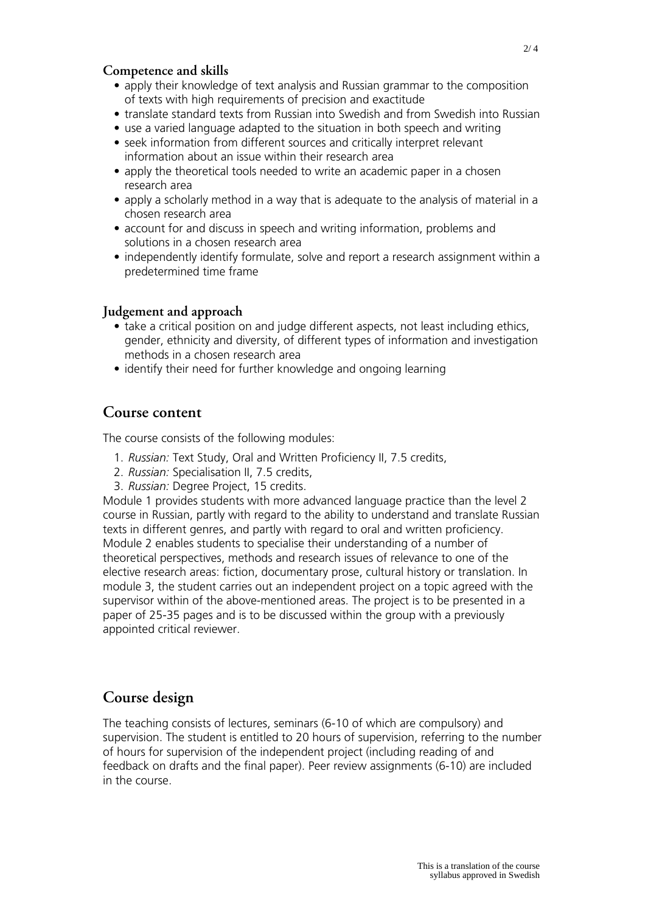### Competence and skills

- apply their knowledge of text analysis and Russian grammar to the composition of texts with high requirements of precision and exactitude
- translate standard texts from Russian into Swedish and from Swedish into Russian
- use a varied language adapted to the situation in both speech and writing
- seek information from different sources and critically interpret relevant information about an issue within their research area
- apply the theoretical tools needed to write an academic paper in a chosen research area
- apply a scholarly method in a way that is adequate to the analysis of material in a chosen research area
- account for and discuss in speech and writing information, problems and solutions in a chosen research area
- independently identify formulate, solve and report a research assignment within a predetermined time frame

### Judgement and approach

- take a critical position on and judge different aspects, not least including ethics, gender, ethnicity and diversity, of different types of information and investigation methods in a chosen research area
- identify their need for further knowledge and ongoing learning

## Course content

The course consists of the following modules:

1. *Russian:* Text Study, Oral and Written Proficiency II, 7.5 credits,
2. *Russian:* Specialisation II, 7.5 credits,
3. *Russian:* Degree Project, 15 credits.

Module 1 provides students with more advanced language practice than the level 2 course in Russian, partly with regard to the ability to understand and translate Russian texts in different genres, and partly with regard to oral and written proficiency. Module 2 enables students to specialise their understanding of a number of theoretical perspectives, methods and research issues of relevance to one of the elective research areas: fiction, documentary prose, cultural history or translation. In module 3, the student carries out an independent project on a topic agreed with the supervisor within of the above-mentioned areas. The project is to be presented in a paper of 25-35 pages and is to be discussed within the group with a previously appointed critical reviewer.

## Course design

The teaching consists of lectures, seminars (6-10 of which are compulsory) and supervision. The student is entitled to 20 hours of supervision, referring to the number of hours for supervision of the independent project (including reading of and feedback on drafts and the final paper). Peer review assignments (6-10) are included in the course.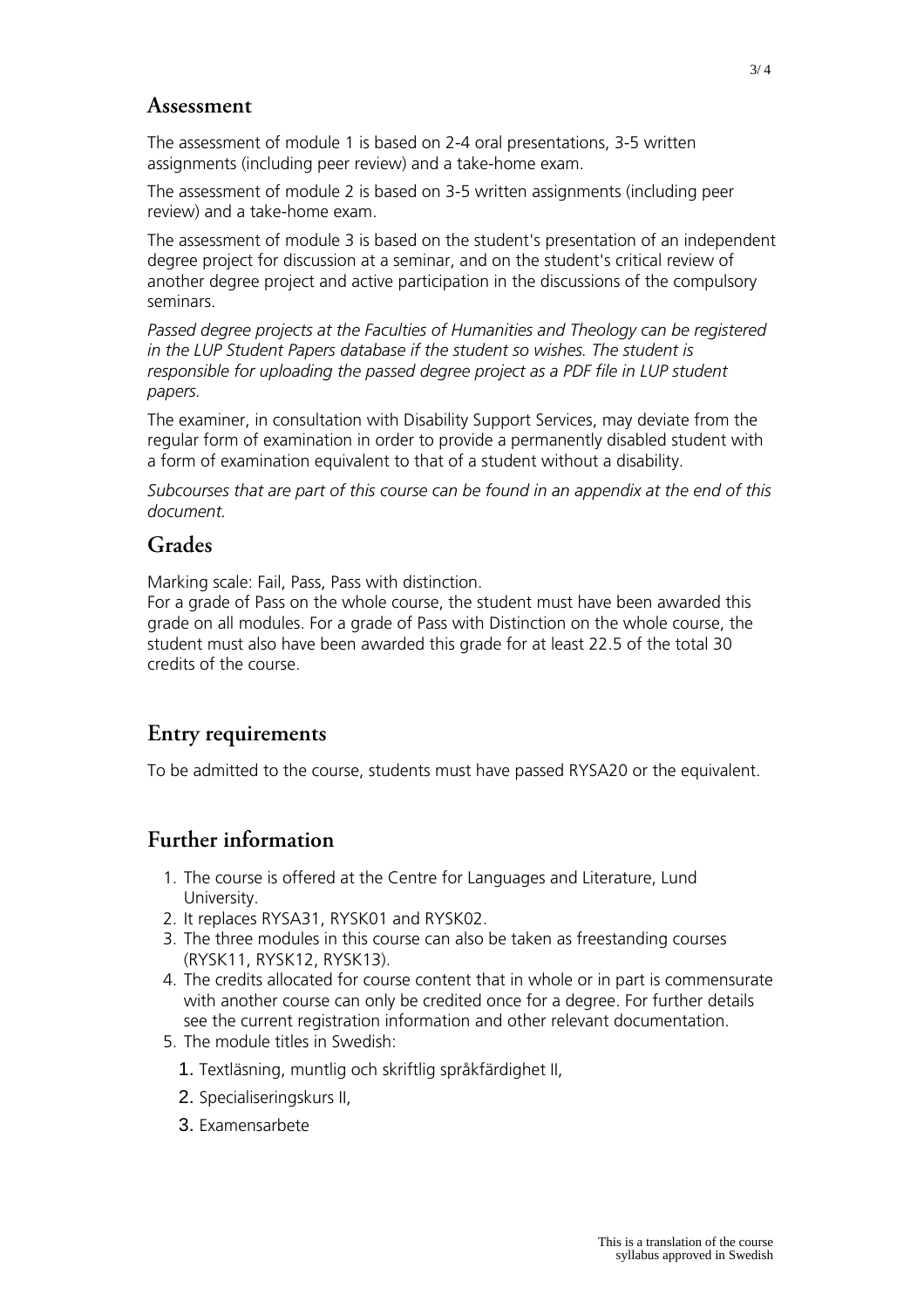## Assessment

The assessment of module 1 is based on 2-4 oral presentations, 3-5 written assignments (including peer review) and a take-home exam.

The assessment of module 2 is based on 3-5 written assignments (including peer review) and a take-home exam.

The assessment of module 3 is based on the student's presentation of an independent degree project for discussion at a seminar, and on the student's critical review of another degree project and active participation in the discussions of the compulsory seminars.

*Passed degree projects at the Faculties of Humanities and Theology can be registered in the LUP Student Papers database if the student so wishes. The student is responsible for uploading the passed degree project as a PDF file in LUP student papers.*

The examiner, in consultation with Disability Support Services, may deviate from the regular form of examination in order to provide a permanently disabled student with a form of examination equivalent to that of a student without a disability.

*Subcourses that are part of this course can be found in an appendix at the end of this document.*

## Grades

Marking scale: Fail, Pass, Pass with distinction.
For a grade of Pass on the whole course, the student must have been awarded this grade on all modules. For a grade of Pass with Distinction on the whole course, the student must also have been awarded this grade for at least 22.5 of the total 30 credits of the course.

## Entry requirements

To be admitted to the course, students must have passed RYSA20 or the equivalent.

## Further information

1. The course is offered at the Centre for Languages and Literature, Lund University.
2. It replaces RYSA31, RYSK01 and RYSK02.
3. The three modules in this course can also be taken as freestanding courses (RYSK11, RYSK12, RYSK13).
4. The credits allocated for course content that in whole or in part is commensurate with another course can only be credited once for a degree. For further details see the current registration information and other relevant documentation.
5. The module titles in Swedish:
   1. Textläsning, muntlig och skriftlig språkfärdighet II,
   2. Specialiseringskurs II,
   3. Examensarbete

This is a translation of the course syllabus approved in Swedish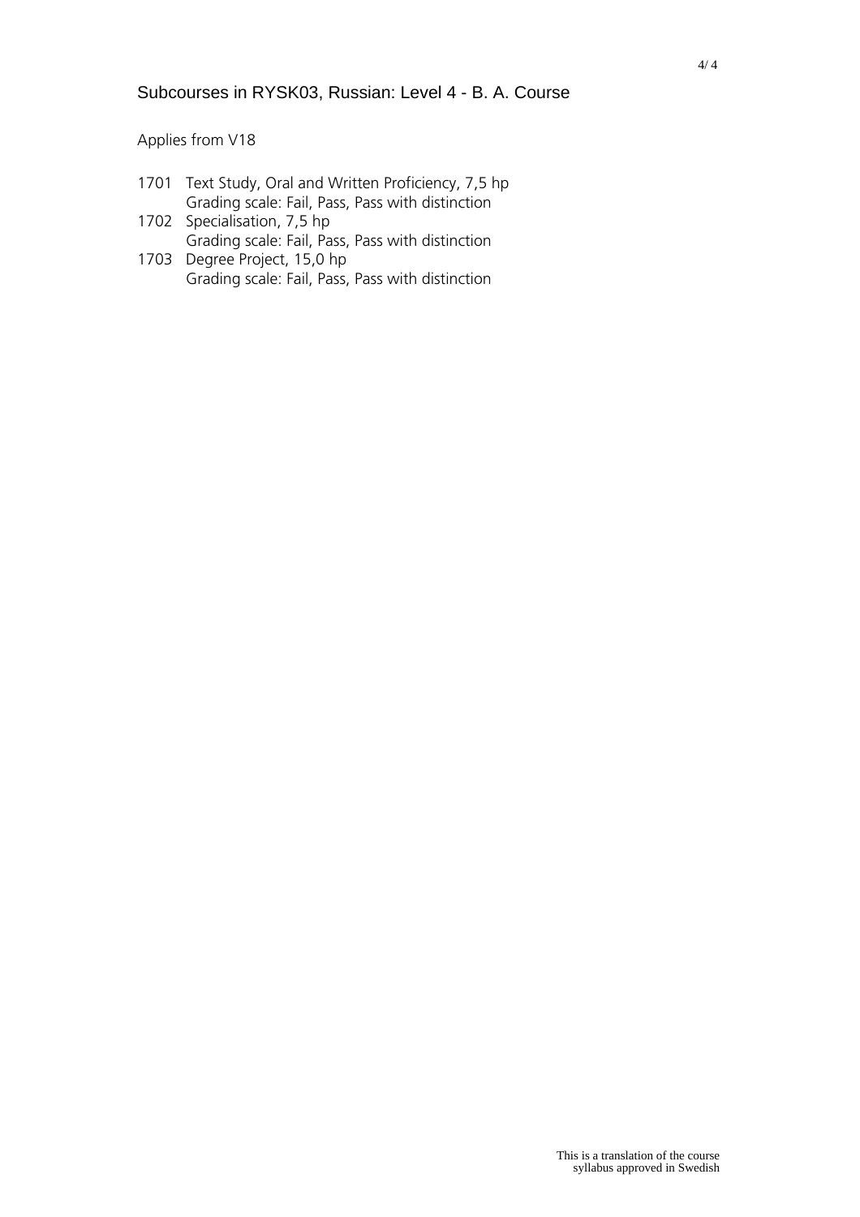## Subcourses in RYSK03, Russian: Level 4 - B. A. Course

Applies from V18

1701 Text Study, Oral and Written Proficiency, 7,5 hp
Grading scale: Fail, Pass, Pass with distinction

1702 Specialisation, 7,5 hp
Grading scale: Fail, Pass, Pass with distinction

1703 Degree Project, 15,0 hp
Grading scale: Fail, Pass, Pass with distinction

This is a translation of the course syllabus approved in Swedish